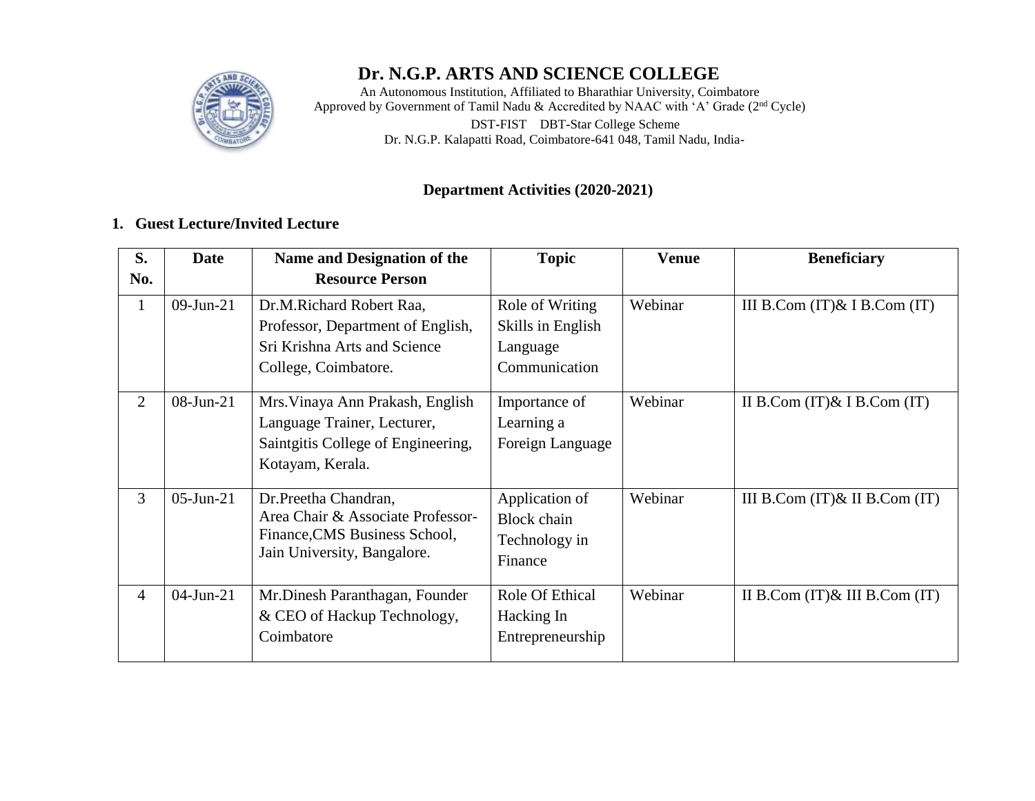# Dr. N.G.P. ARTS AND SCIENCE COLLEGE

An Autonomous Institution, Affiliated to Bharathiar University, Coimbatore
Approved by Government of Tamil Nadu & Accredited by NAAC with 'A' Grade (2nd Cycle)
DST-FIST DBT-Star College Scheme
Dr. N.G.P. Kalapatti Road, Coimbatore-641 048, Tamil Nadu, India-

## Department Activities (2020-2021)

### 1. Guest Lecture/Invited Lecture

| S. No. | Date | Name and Designation of the Resource Person | Topic | Venue | Beneficiary |
|---|---|---|---|---|---|
| 1 | 09-Jun-21 | Dr.M.Richard Robert Raa, Professor, Department of English, Sri Krishna Arts and Science College, Coimbatore. | Role of Writing Skills in English Language Communication | Webinar | III B.Com (IT)& I B.Com (IT) |
| 2 | 08-Jun-21 | Mrs.Vinaya Ann Prakash, English Language Trainer, Lecturer, Saintgitis College of Engineering, Kotayam, Kerala. | Importance of Learning a Foreign Language | Webinar | II B.Com (IT)& I B.Com (IT) |
| 3 | 05-Jun-21 | Dr.Preetha Chandran, Area Chair & Associate Professor-Finance,CMS Business School, Jain University, Bangalore. | Application of Block chain Technology in Finance | Webinar | III B.Com (IT)& II B.Com (IT) |
| 4 | 04-Jun-21 | Mr.Dinesh Paranthagan, Founder & CEO of Hackup Technology, Coimbatore | Role Of Ethical Hacking In Entrepreneurship | Webinar | II B.Com (IT)& III B.Com (IT) |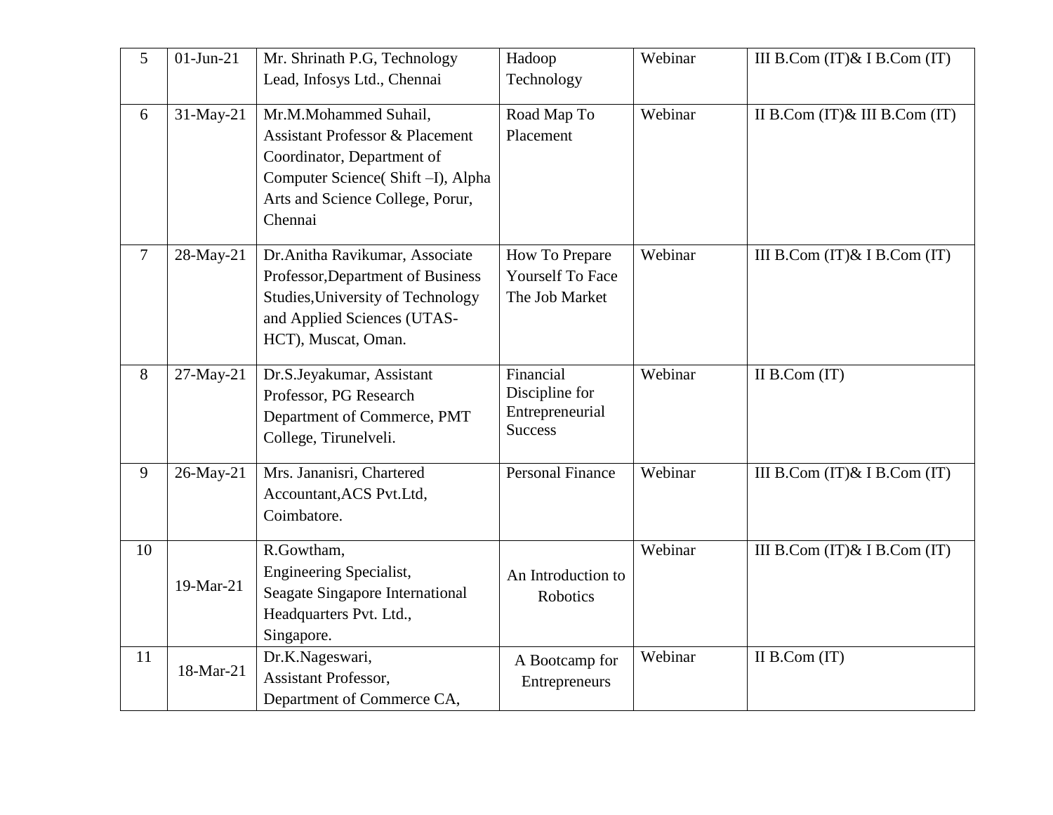| 5 | 01-Jun-21 | Mr. Shrinath P.G, Technology Lead, Infosys Ltd., Chennai | Hadoop Technology | Webinar | III B.Com (IT)& I B.Com (IT) |
|---|---|---|---|---|---|
| 6 | 31-May-21 | Mr.M.Mohammed Suhail, Assistant Professor & Placement Coordinator, Department of Computer Science( Shift –I), Alpha Arts and Science College, Porur, Chennai | Road Map To Placement | Webinar | II B.Com (IT)& III B.Com (IT) |
| 7 | 28-May-21 | Dr.Anitha Ravikumar, Associate Professor,Department of Business Studies,University of Technology and Applied Sciences (UTAS-HCT), Muscat, Oman. | How To Prepare Yourself To Face The Job Market | Webinar | III B.Com (IT)& I B.Com (IT) |
| 8 | 27-May-21 | Dr.S.Jeyakumar, Assistant Professor, PG Research Department of Commerce, PMT College, Tirunelveli. | Financial Discipline for Entrepreneurial Success | Webinar | II B.Com (IT) |
| 9 | 26-May-21 | Mrs. Jananisri, Chartered Accountant,ACS Pvt.Ltd, Coimbatore. | Personal Finance | Webinar | III B.Com (IT)& I B.Com (IT) |
| 10 | 19-Mar-21 | R.Gowtham, Engineering Specialist, Seagate Singapore International Headquarters Pvt. Ltd., Singapore. | An Introduction to Robotics | Webinar | III B.Com (IT)& I B.Com (IT) |
| 11 | 18-Mar-21 | Dr.K.Nageswari, Assistant Professor, Department of Commerce CA, | A Bootcamp for Entrepreneurs | Webinar | II B.Com (IT) |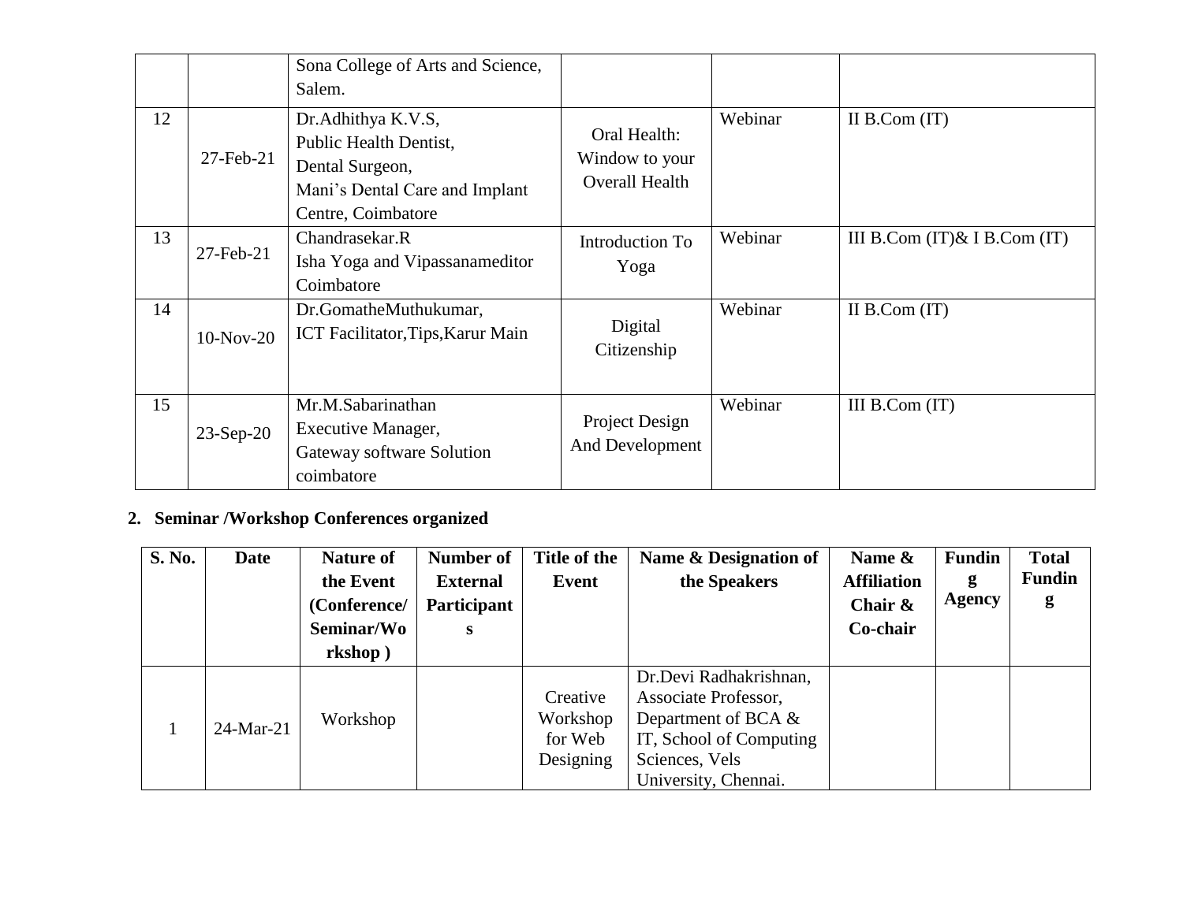|  |  | Sona College of Arts and Science, Salem. |  |  |  |
|---|---|---|---|---|---|
| 12 | 27-Feb-21 | Dr.Adhithya K.V.S, Public Health Dentist, Dental Surgeon, Mani's Dental Care and Implant Centre, Coimbatore | Oral Health: Window to your Overall Health | Webinar | II B.Com (IT) |
| 13 | 27-Feb-21 | Chandrasekar.R Isha Yoga and Vipassanameditor Coimbatore | Introduction To Yoga | Webinar | III B.Com (IT)& I B.Com (IT) |
| 14 | 10-Nov-20 | Dr.GomatheMuthukumar, ICT Facilitator,Tips,Karur Main | Digital Citizenship | Webinar | II B.Com (IT) |
| 15 | 23-Sep-20 | Mr.M.Sabarinathan Executive Manager, Gateway software Solution coimbatore | Project Design And Development | Webinar | III B.Com (IT) |

**2. Seminar /Workshop Conferences organized**

| S. No. | Date | Nature of the Event (Conference/ Seminar/Workshop ) | Number of External Participants | Title of the Event | Name & Designation of the Speakers | Name & Affiliation Chair & Co-chair | Funding Agency | Total Funding |
|---|---|---|---|---|---|---|---|---|
| 1 | 24-Mar-21 | Workshop |  | Creative Workshop for Web Designing | Dr.Devi Radhakrishnan, Associate Professor, Department of BCA & IT, School of Computing Sciences, Vels University, Chennai. |  |  |  |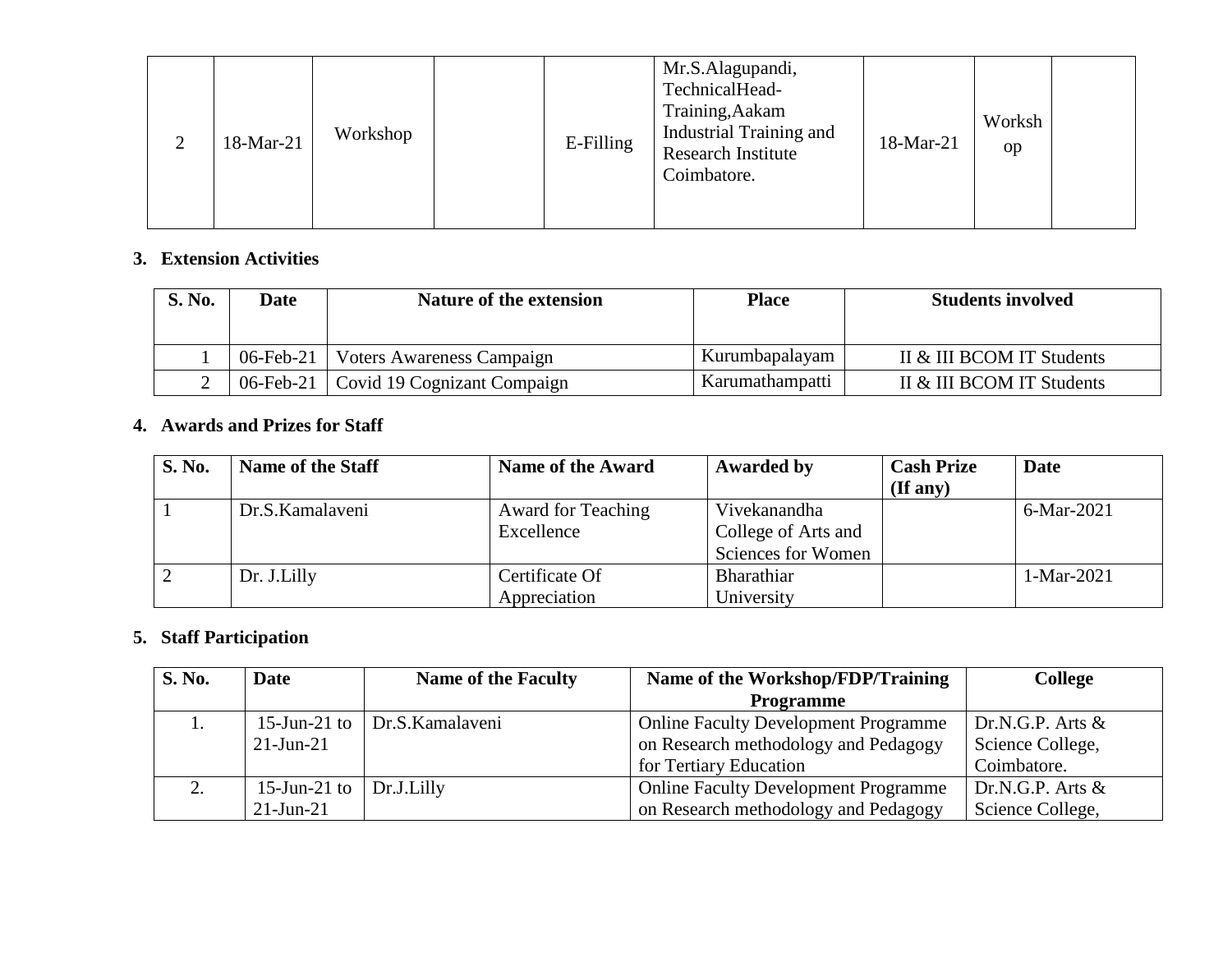| 2 | 18-Mar-21 | Workshop | | E-Filling | Mr.S.Alagupandi, TechnicalHead-Training,Aakam Industrial Training and Research Institute Coimbatore. | 18-Mar-21 | Workshop | |
|---|---|---|---|---|---|---|---|---|

### 3. Extension Activities

| S. No. | Date | Nature of the extension | Place | Students involved |
|---|---|---|---|---|
| 1 | 06-Feb-21 | Voters Awareness Campaign | Kurumbapalayam | II & III BCOM IT Students |
| 2 | 06-Feb-21 | Covid 19 Cognizant Compaign | Karumathampatti | II & III BCOM IT Students |

### 4. Awards and Prizes for Staff

| S. No. | Name of the Staff | Name of the Award | Awarded by | Cash Prize (If any) | Date |
|---|---|---|---|---|---|
| 1 | Dr.S.Kamalaveni | Award for Teaching Excellence | Vivekanandha College of Arts and Sciences for Women | | 6-Mar-2021 |
| 2 | Dr. J.Lilly | Certificate Of Appreciation | Bharathiar University | | 1-Mar-2021 |

### 5. Staff Participation

| S. No. | Date | Name of the Faculty | Name of the Workshop/FDP/Training Programme | College |
|---|---|---|---|---|
| 1. | 15-Jun-21 to 21-Jun-21 | Dr.S.Kamalaveni | Online Faculty Development Programme on Research methodology and Pedagogy for Tertiary Education | Dr.N.G.P. Arts & Science College, Coimbatore. |
| 2. | 15-Jun-21 to 21-Jun-21 | Dr.J.Lilly | Online Faculty Development Programme on Research methodology and Pedagogy | Dr.N.G.P. Arts & Science College, |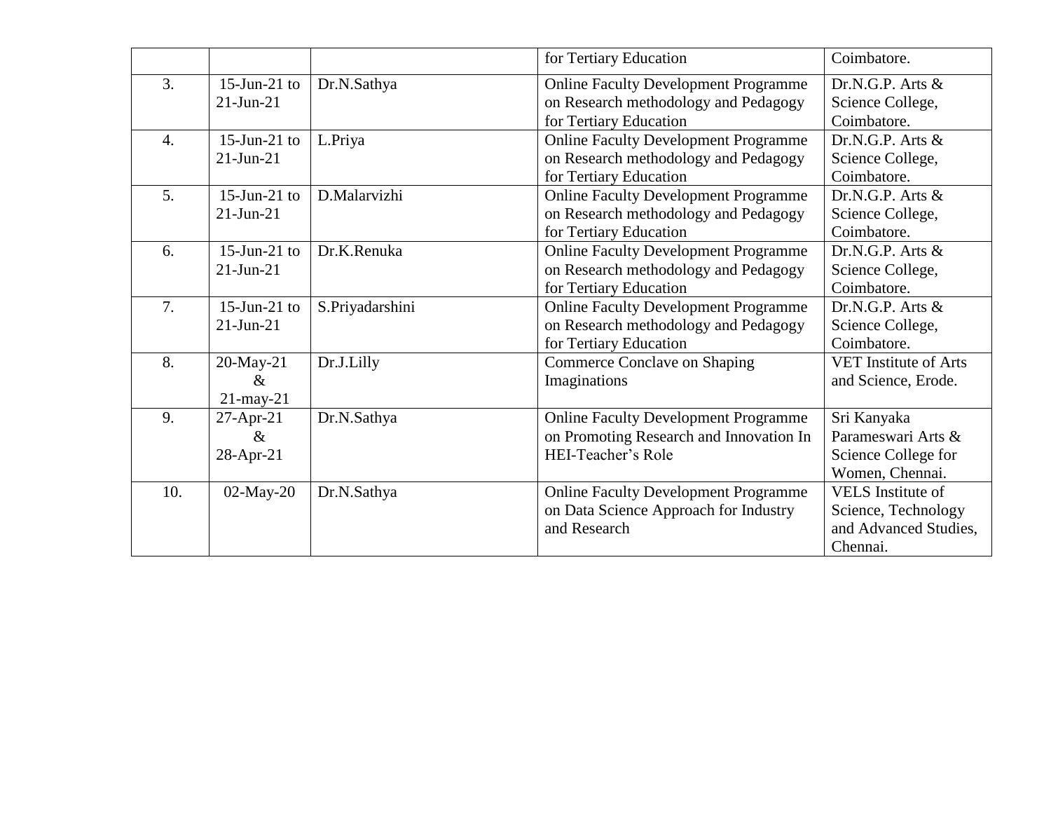| | | | for Tertiary Education | Coimbatore. |
|---|---|---|---|---|
| 3. | 15-Jun-21 to 21-Jun-21 | Dr.N.Sathya | Online Faculty Development Programme on Research methodology and Pedagogy for Tertiary Education | Dr.N.G.P. Arts & Science College, Coimbatore. |
| 4. | 15-Jun-21 to 21-Jun-21 | L.Priya | Online Faculty Development Programme on Research methodology and Pedagogy for Tertiary Education | Dr.N.G.P. Arts & Science College, Coimbatore. |
| 5. | 15-Jun-21 to 21-Jun-21 | D.Malarvizhi | Online Faculty Development Programme on Research methodology and Pedagogy for Tertiary Education | Dr.N.G.P. Arts & Science College, Coimbatore. |
| 6. | 15-Jun-21 to 21-Jun-21 | Dr.K.Renuka | Online Faculty Development Programme on Research methodology and Pedagogy for Tertiary Education | Dr.N.G.P. Arts & Science College, Coimbatore. |
| 7. | 15-Jun-21 to 21-Jun-21 | S.Priyadarshini | Online Faculty Development Programme on Research methodology and Pedagogy for Tertiary Education | Dr.N.G.P. Arts & Science College, Coimbatore. |
| 8. | 20-May-21 & 21-may-21 | Dr.J.Lilly | Commerce Conclave on Shaping Imaginations | VET Institute of Arts and Science, Erode. |
| 9. | 27-Apr-21 & 28-Apr-21 | Dr.N.Sathya | Online Faculty Development Programme on Promoting Research and Innovation In HEI-Teacher's Role | Sri Kanyaka Parameswari Arts & Science College for Women, Chennai. |
| 10. | 02-May-20 | Dr.N.Sathya | Online Faculty Development Programme on Data Science Approach for Industry and Research | VELS Institute of Science, Technology and Advanced Studies, Chennai. |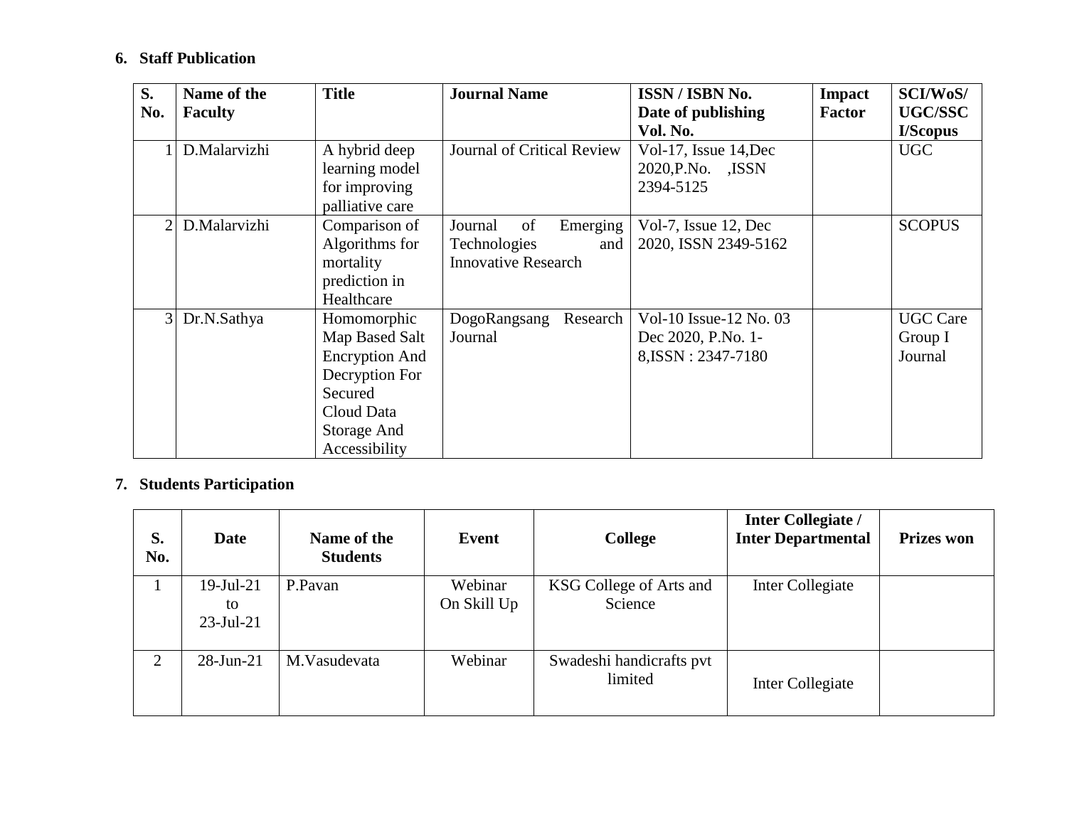## 6. Staff Publication

| S. No. | Name of the Faculty | Title | Journal Name | ISSN / ISBN No. Date of publishing Vol. No. | Impact Factor | SCI/WoS/ UGC/SSC I/Scopus |
|---|---|---|---|---|---|---|
| 1 | D.Malarvizhi | A hybrid deep learning model for improving palliative care | Journal of Critical Review | Vol-17, Issue 14,Dec 2020,P.No. ,ISSN 2394-5125 | | UGC |
| 2 | D.Malarvizhi | Comparison of Algorithms for mortality prediction in Healthcare | Journal of Emerging Technologies and Innovative Research | Vol-7, Issue 12, Dec 2020, ISSN 2349-5162 | | SCOPUS |
| 3 | Dr.N.Sathya | Homomorphic Map Based Salt Encryption And Decryption For Secured Cloud Data Storage And Accessibility | DogoRangsang Research Journal | Vol-10 Issue-12 No. 03 Dec 2020, P.No. 1-8,ISSN : 2347-7180 | | UGC Care Group I Journal |

## 7. Students Participation

| S. No. | Date | Name of the Students | Event | College | Inter Collegiate / Inter Departmental | Prizes won |
|---|---|---|---|---|---|---|
| 1 | 19-Jul-21 to 23-Jul-21 | P.Pavan | Webinar On Skill Up | KSG College of Arts and Science | Inter Collegiate | |
| 2 | 28-Jun-21 | M.Vasudevata | Webinar | Swadeshi handicrafts pvt limited | Inter Collegiate | |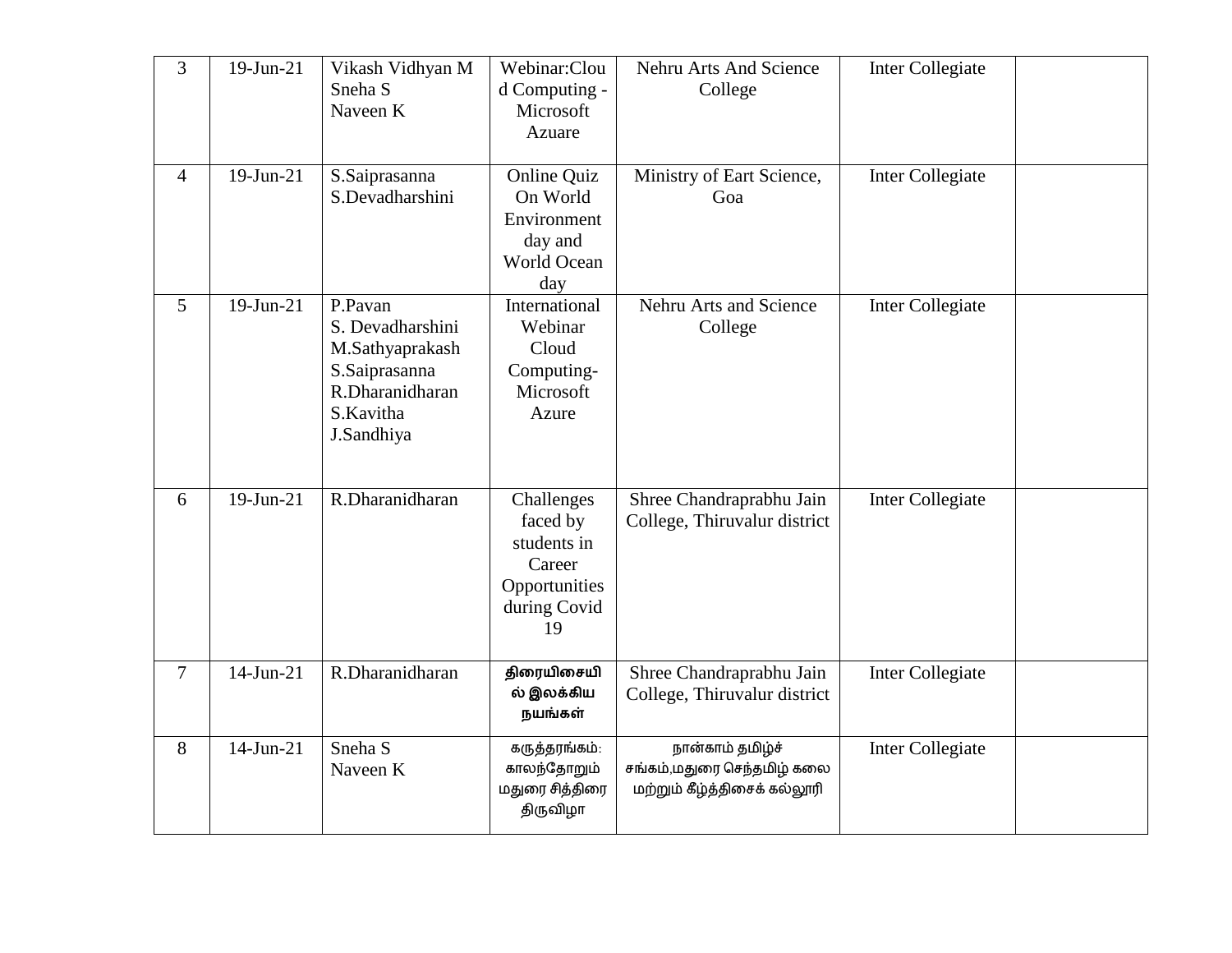| 3 | 19-Jun-21 | Vikash Vidhyan M<br>Sneha S<br>Naveen K | Webinar:Cloud Computing - Microsoft Azuare | Nehru Arts And Science College | Inter Collegiate | |
|---|---|---|---|---|---|---|
| 4 | 19-Jun-21 | S.Saiprasanna<br>S.Devadharshini | Online Quiz On World Environment day and World Ocean day | Ministry of Eart Science, Goa | Inter Collegiate | |
| 5 | 19-Jun-21 | P.Pavan<br>S. Devadharshini<br>M.Sathyaprakash<br>S.Saiprasanna<br>R.Dharanidharan<br>S.Kavitha<br>J.Sandhiya | International Webinar Cloud Computing-Microsoft Azure | Nehru Arts and Science College | Inter Collegiate | |
| 6 | 19-Jun-21 | R.Dharanidharan | Challenges faced by students in Career Opportunities during Covid 19 | Shree Chandraprabhu Jain College, Thiruvalur district | Inter Collegiate | |
| 7 | 14-Jun-21 | R.Dharanidharan | **திரையிசையில் இலக்கிய நயங்கள்** | Shree Chandraprabhu Jain College, Thiruvalur district | Inter Collegiate | |
| 8 | 14-Jun-21 | Sneha S<br>Naveen K | கருத்தரங்கம்: காலந்தோறும் மதுரை சித்திரை திருவிழா | நான்காம் தமிழ்ச் சங்கம்,மதுரை செந்தமிழ் கலை மற்றும் கீழ்த்திசைக் கல்லூரி | Inter Collegiate | |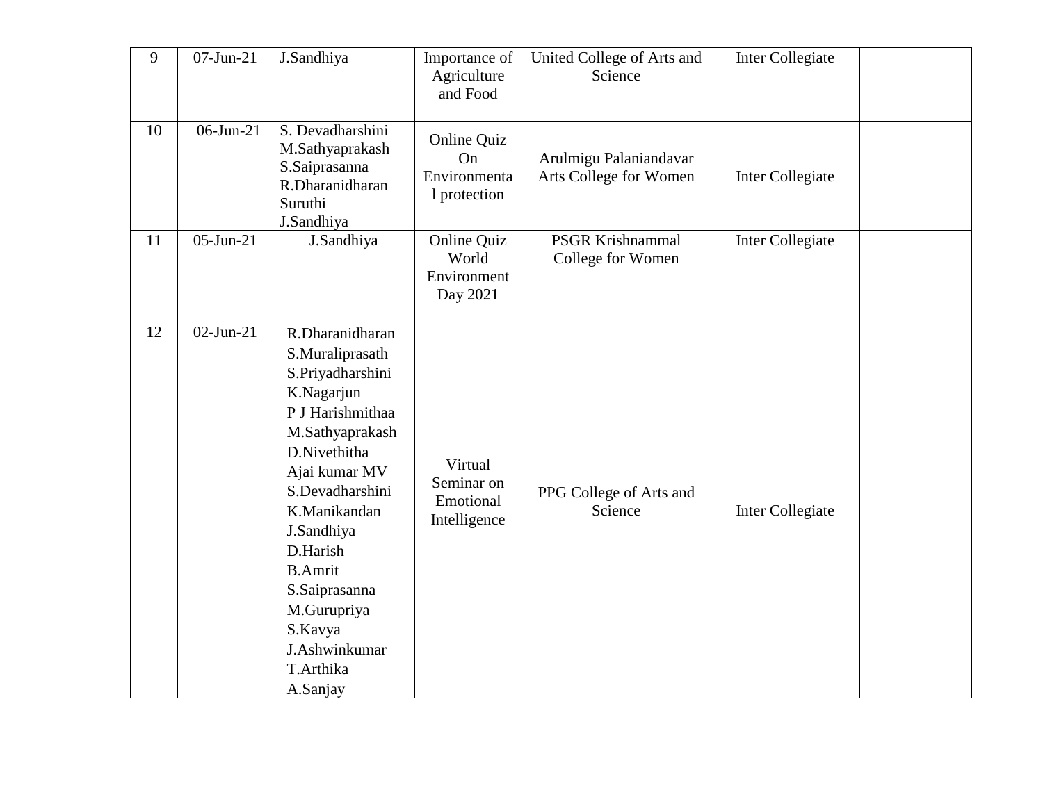| | | | | | | |
|---|---|---|---|---|---|---|
| 9 | 07-Jun-21 | J.Sandhiya | Importance of Agriculture and Food | United College of Arts and Science | Inter Collegiate | |
| 10 | 06-Jun-21 | S. Devadharshini<br>M.Sathyaprakash<br>S.Saiprasanna<br>R.Dharanidharan<br>Suruthi<br>J.Sandhiya | Online Quiz On Environmental protection | Arulmigu Palaniandavar Arts College for Women | Inter Collegiate | |
| 11 | 05-Jun-21 | J.Sandhiya | Online Quiz World Environment Day 2021 | PSGR Krishnammal College for Women | Inter Collegiate | |
| 12 | 02-Jun-21 | R.Dharanidharan<br>S.Muraliprasath<br>S.Priyadharshini<br>K.Nagarjun<br>P J Harishmithaa<br>M.Sathyaprakash<br>D.Nivethitha<br>Ajai kumar MV<br>S.Devadharshini<br>K.Manikandan<br>J.Sandhiya<br>D.Harish<br>B.Amrit<br>S.Saiprasanna<br>M.Gurupriya<br>S.Kavya<br>J.Ashwinkumar<br>T.Arthika<br>A.Sanjay | Virtual Seminar on Emotional Intelligence | PPG College of Arts and Science | Inter Collegiate | |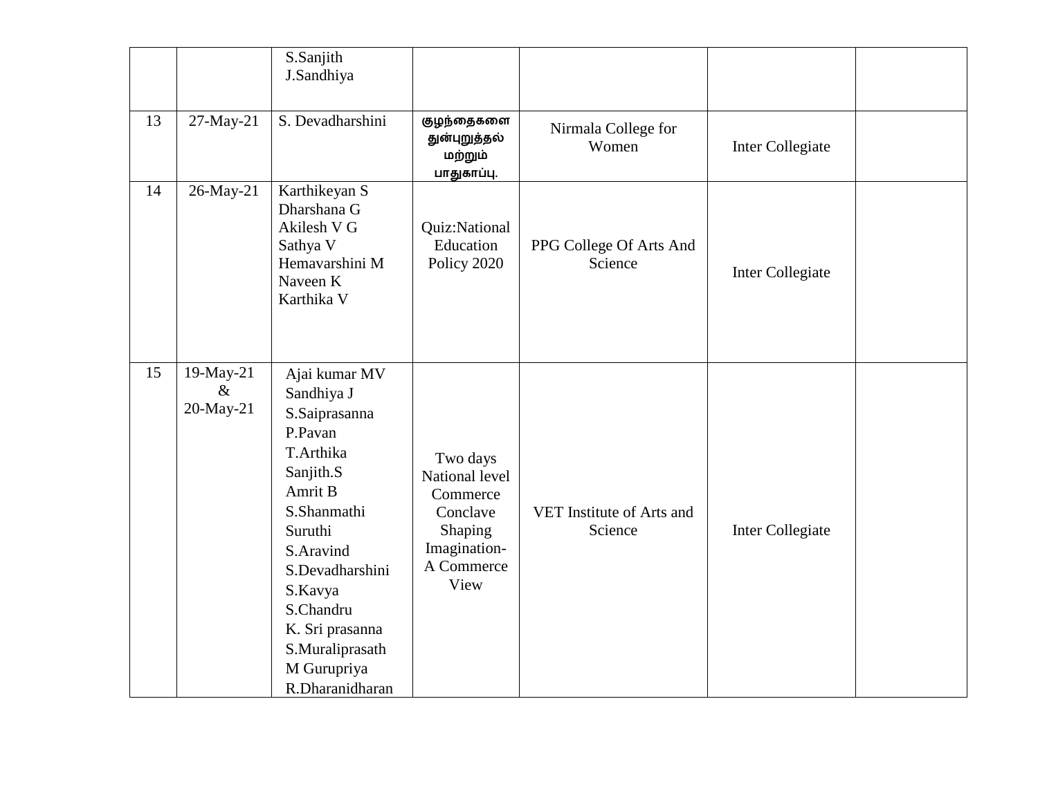| | | | | | | |
|---|---|---|---|---|---|---|
| | | S.Sanjith<br>J.Sandhiya | | | | |
| 13 | 27-May-21 | S. Devadharshini | குழந்தைகளை துன்புறுத்தல் மற்றும் பாதுகாப்பு. | Nirmala College for Women | Inter Collegiate | |
| 14 | 26-May-21 | Karthikeyan S<br>Dharshana G<br>Akilesh V G<br>Sathya V<br>Hemavarshini M<br>Naveen K<br>Karthika V | Quiz:National Education Policy 2020 | PPG College Of Arts And Science | Inter Collegiate | |
| 15 | 19-May-21 & 20-May-21 | Ajai kumar MV<br>Sandhiya J<br>S.Saiprasanna<br>P.Pavan<br>T.Arthika<br>Sanjith.S<br>Amrit B<br>S.Shanmathi<br>Suruthi<br>S.Aravind<br>S.Devadharshini<br>S.Kavya<br>S.Chandru<br>K. Sri prasanna<br>S.Muraliprasath<br>M Gurupriya<br>R.Dharanidharan | Two days National level Commerce Conclave Shaping Imagination- A Commerce View | VET Institute of Arts and Science | Inter Collegiate | |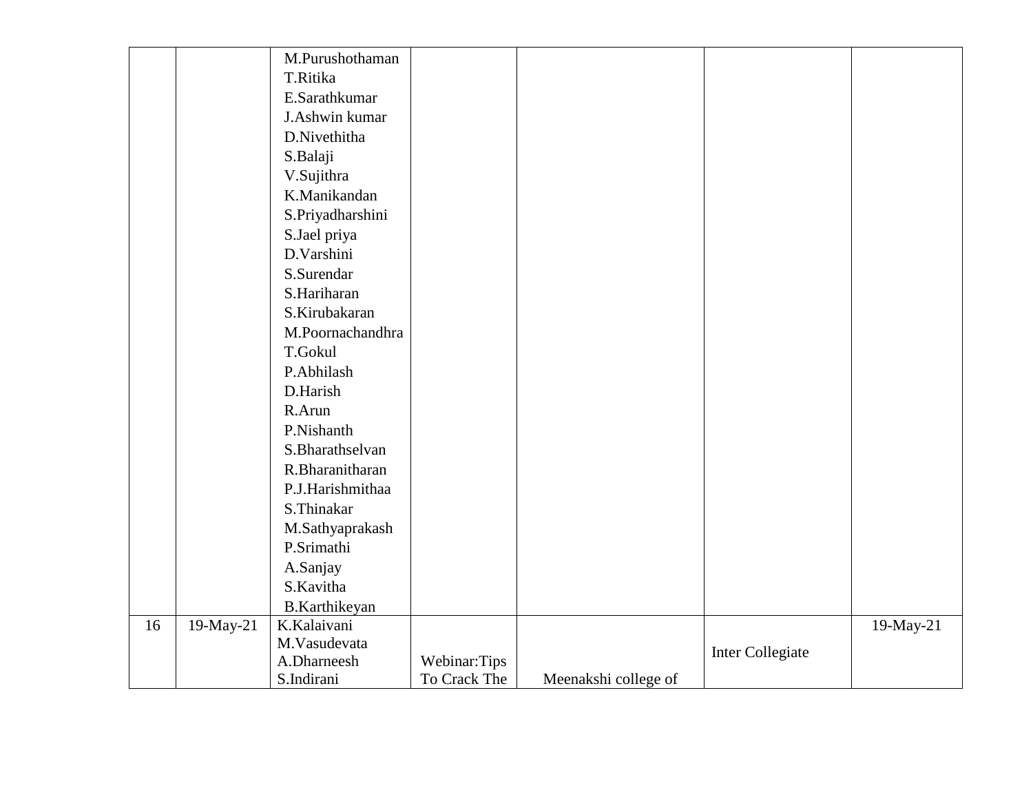| | | | | | | |
|---|---|---|---|---|---|---|
| | | M.Purushothaman<br>T.Ritika<br>E.Sarathkumar<br>J.Ashwin kumar<br>D.Nivethitha<br>S.Balaji<br>V.Sujithra<br>K.Manikandan<br>S.Priyadharshini<br>S.Jael priya<br>D.Varshini<br>S.Surendar<br>S.Hariharan<br>S.Kirubakaran<br>M.Poornachandhra<br>T.Gokul<br>P.Abhilash<br>D.Harish<br>R.Arun<br>P.Nishanth<br>S.Bharathselvan<br>R.Bharanitharan<br>P.J.Harishmithaa<br>S.Thinakar<br>M.Sathyaprakash<br>P.Srimathi<br>A.Sanjay<br>S.Kavitha<br>B.Karthikeyan | | | | |
| 16 | 19-May-21 | K.Kalaivani<br>M.Vasudevata<br>A.Dharneesh<br>S.Indirani | Webinar:Tips To Crack The | Meenakshi college of | Inter Collegiate | 19-May-21 |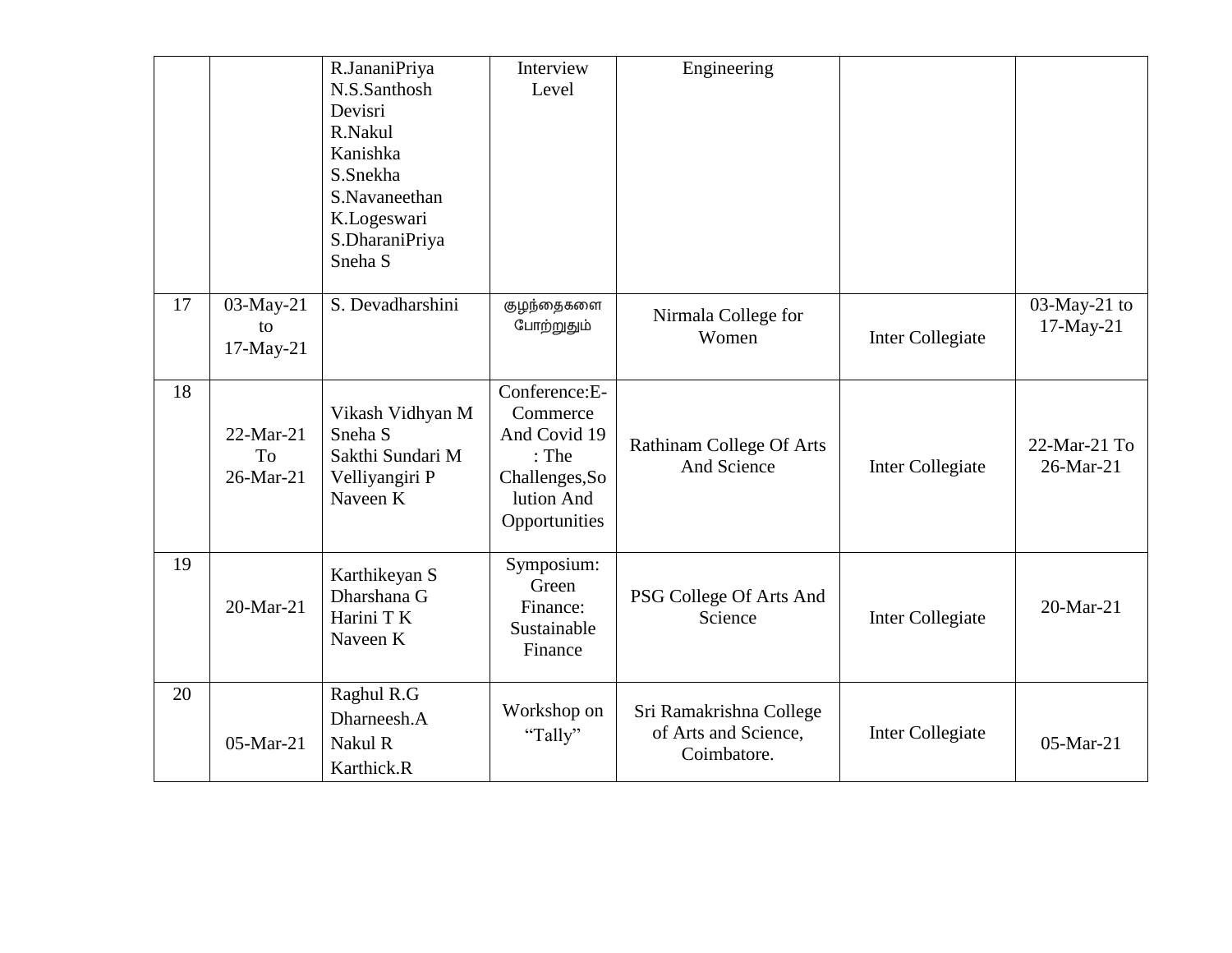| | | | | | | |
|---|---|---|---|---|---|---|
| | | R.JananiPriya<br>N.S.Santhosh<br>Devisri<br>R.Nakul<br>Kanishka<br>S.Snekha<br>S.Navaneethan<br>K.Logeswari<br>S.DharaniPriya<br>Sneha S | Interview Level | Engineering | | |
| 17 | 03-May-21 to 17-May-21 | S. Devadharshini | குழந்தைகளை போற்றுதும் | Nirmala College for Women | Inter Collegiate | 03-May-21 to 17-May-21 |
| 18 | 22-Mar-21 To 26-Mar-21 | Vikash Vidhyan M<br>Sneha S<br>Sakthi Sundari M<br>Velliyangiri P<br>Naveen K | Conference:E-Commerce And Covid 19 : The Challenges,Solution And Opportunities | Rathinam College Of Arts And Science | Inter Collegiate | 22-Mar-21 To 26-Mar-21 |
| 19 | 20-Mar-21 | Karthikeyan S<br>Dharshana G<br>Harini T K<br>Naveen K | Symposium: Green Finance: Sustainable Finance | PSG College Of Arts And Science | Inter Collegiate | 20-Mar-21 |
| 20 | 05-Mar-21 | Raghul R.G<br>Dharneesh.A<br>Nakul R<br>Karthick.R | Workshop on "Tally" | Sri Ramakrishna College of Arts and Science, Coimbatore. | Inter Collegiate | 05-Mar-21 |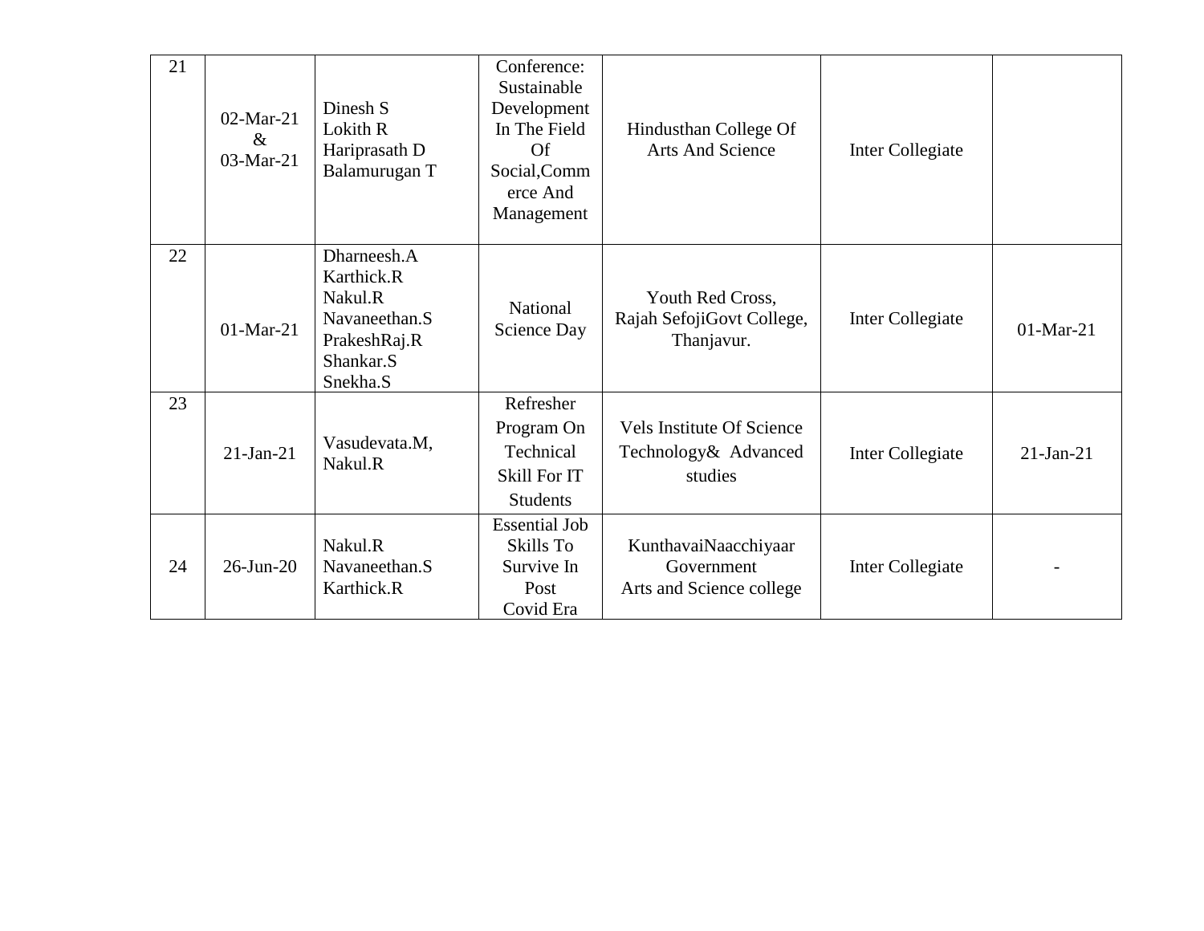| | | | | | | |
|---|---|---|---|---|---|---|
| 21 | 02-Mar-21 & 03-Mar-21 | Dinesh S<br>Lokith R<br>Hariprasath D<br>Balamurugan T | Conference: Sustainable Development In The Field Of Social,Commerce And Management | Hindusthan College Of Arts And Science | Inter Collegiate | |
| 22 | 01-Mar-21 | Dharneesh.A<br>Karthick.R<br>Nakul.R<br>Navaneethan.S<br>PrakeshRaj.R<br>Shankar.S<br>Snekha.S | National Science Day | Youth Red Cross, Rajah SefojiGovt College, Thanjavur. | Inter Collegiate | 01-Mar-21 |
| 23 | 21-Jan-21 | Vasudevata.M,<br>Nakul.R | Refresher Program On Technical Skill For IT Students | Vels Institute Of Science Technology& Advanced studies | Inter Collegiate | 21-Jan-21 |
| 24 | 26-Jun-20 | Nakul.R<br>Navaneethan.S<br>Karthick.R | Essential Job Skills To Survive In Post Covid Era | KunthavaiNaacchiyaar Government Arts and Science college | Inter Collegiate | - |